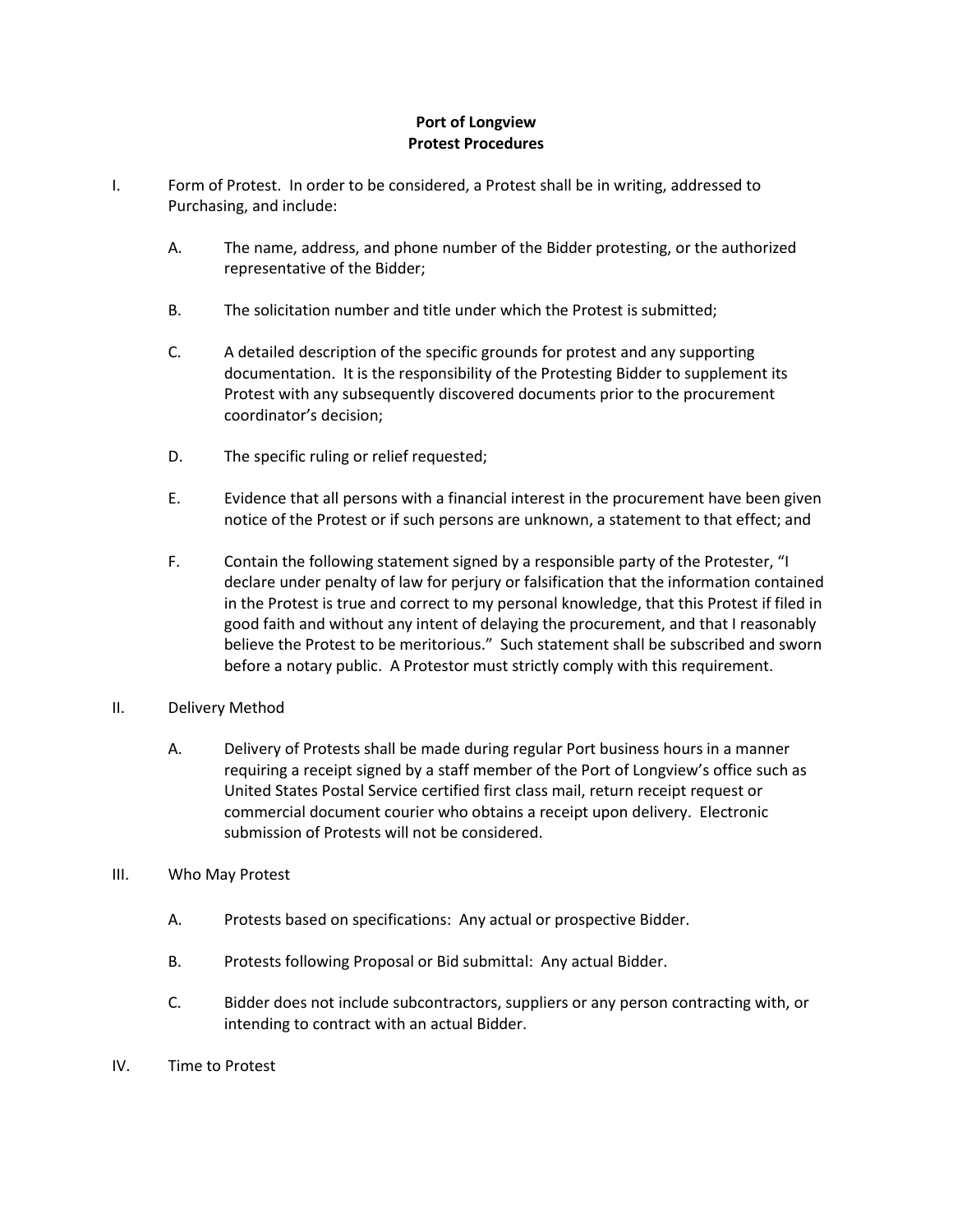# Port of Longview
## Protest Procedures

I. Form of Protest. In order to be considered, a Protest shall be in writing, addressed to Purchasing, and include:

   A. The name, address, and phone number of the Bidder protesting, or the authorized representative of the Bidder;

   B. The solicitation number and title under which the Protest is submitted;

   C. A detailed description of the specific grounds for protest and any supporting documentation. It is the responsibility of the Protesting Bidder to supplement its Protest with any subsequently discovered documents prior to the procurement coordinator's decision;

   D. The specific ruling or relief requested;

   E. Evidence that all persons with a financial interest in the procurement have been given notice of the Protest or if such persons are unknown, a statement to that effect; and

   F. Contain the following statement signed by a responsible party of the Protester, "I declare under penalty of law for perjury or falsification that the information contained in the Protest is true and correct to my personal knowledge, that this Protest if filed in good faith and without any intent of delaying the procurement, and that I reasonably believe the Protest to be meritorious." Such statement shall be subscribed and sworn before a notary public. A Protestor must strictly comply with this requirement.

II. Delivery Method

   A. Delivery of Protests shall be made during regular Port business hours in a manner requiring a receipt signed by a staff member of the Port of Longview's office such as United States Postal Service certified first class mail, return receipt request or commercial document courier who obtains a receipt upon delivery. Electronic submission of Protests will not be considered.

III. Who May Protest

   A. Protests based on specifications: Any actual or prospective Bidder.

   B. Protests following Proposal or Bid submittal: Any actual Bidder.

   C. Bidder does not include subcontractors, suppliers or any person contracting with, or intending to contract with an actual Bidder.

IV. Time to Protest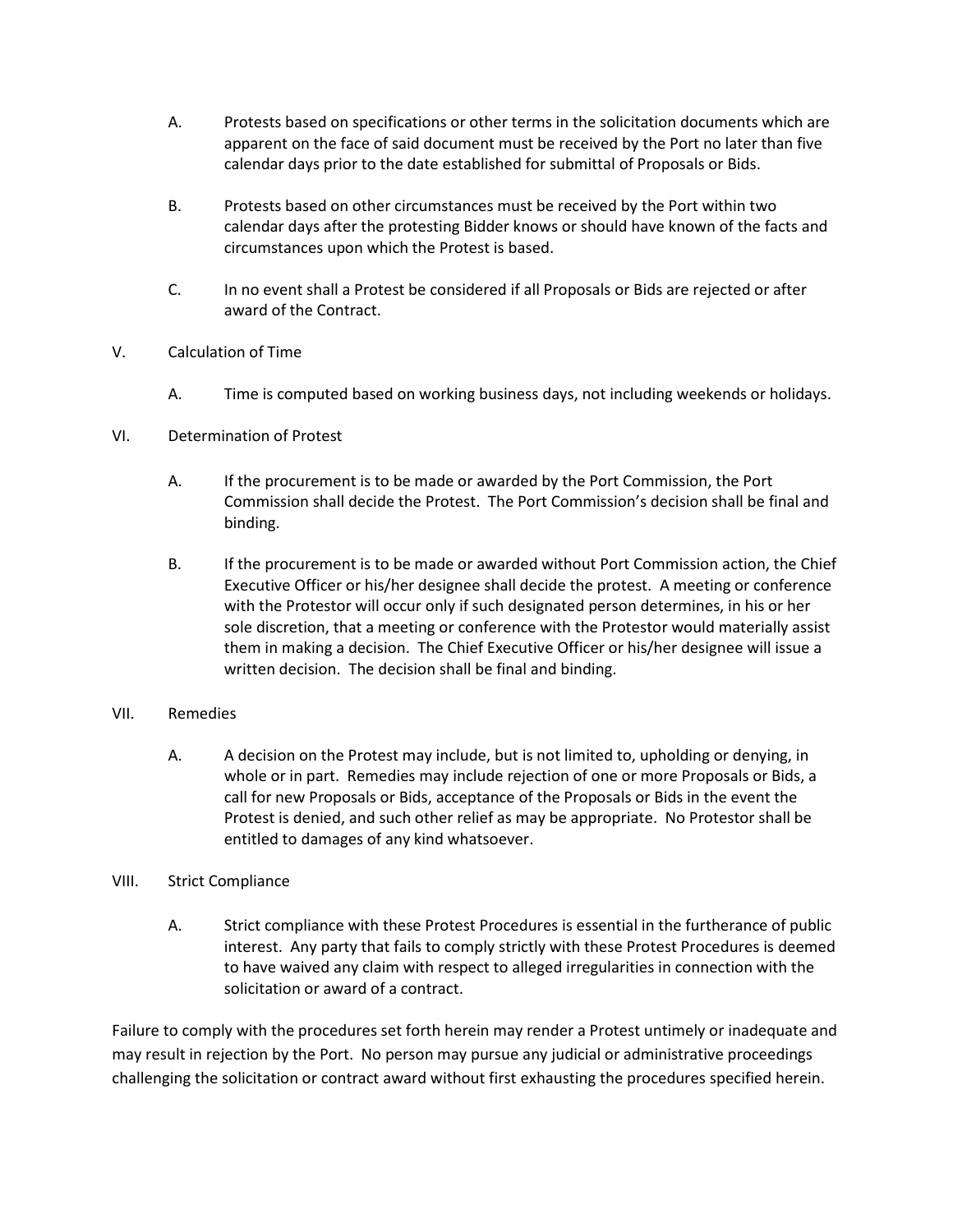A. Protests based on specifications or other terms in the solicitation documents which are apparent on the face of said document must be received by the Port no later than five calendar days prior to the date established for submittal of Proposals or Bids.

B. Protests based on other circumstances must be received by the Port within two calendar days after the protesting Bidder knows or should have known of the facts and circumstances upon which the Protest is based.

C. In no event shall a Protest be considered if all Proposals or Bids are rejected or after award of the Contract.

V. Calculation of Time

A. Time is computed based on working business days, not including weekends or holidays.

VI. Determination of Protest

A. If the procurement is to be made or awarded by the Port Commission, the Port Commission shall decide the Protest. The Port Commission's decision shall be final and binding.

B. If the procurement is to be made or awarded without Port Commission action, the Chief Executive Officer or his/her designee shall decide the protest. A meeting or conference with the Protestor will occur only if such designated person determines, in his or her sole discretion, that a meeting or conference with the Protestor would materially assist them in making a decision. The Chief Executive Officer or his/her designee will issue a written decision. The decision shall be final and binding.

VII. Remedies

A. A decision on the Protest may include, but is not limited to, upholding or denying, in whole or in part. Remedies may include rejection of one or more Proposals or Bids, a call for new Proposals or Bids, acceptance of the Proposals or Bids in the event the Protest is denied, and such other relief as may be appropriate. No Protestor shall be entitled to damages of any kind whatsoever.

VIII. Strict Compliance

A. Strict compliance with these Protest Procedures is essential in the furtherance of public interest. Any party that fails to comply strictly with these Protest Procedures is deemed to have waived any claim with respect to alleged irregularities in connection with the solicitation or award of a contract.

Failure to comply with the procedures set forth herein may render a Protest untimely or inadequate and may result in rejection by the Port. No person may pursue any judicial or administrative proceedings challenging the solicitation or contract award without first exhausting the procedures specified herein.